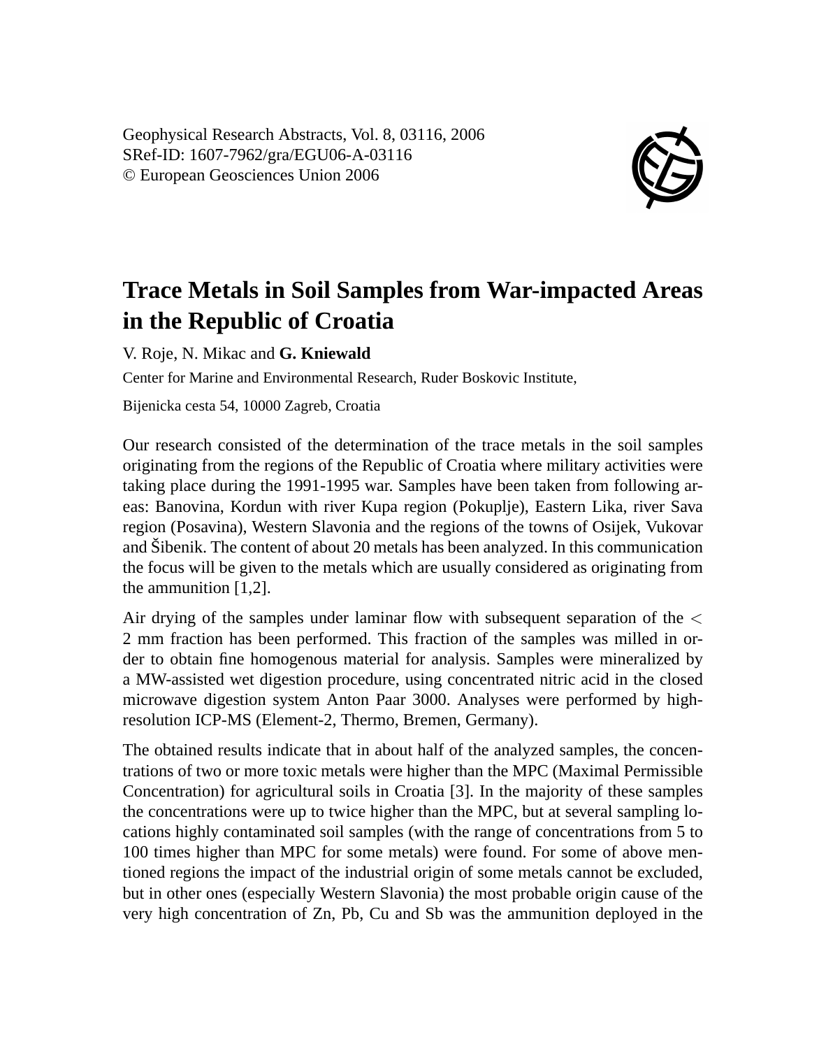Geophysical Research Abstracts, Vol. 8, 03116, 2006
SRef-ID: 1607-7962/gra/EGU06-A-03116
© European Geosciences Union 2006

# Trace Metals in Soil Samples from War-impacted Areas in the Republic of Croatia

V. Roje, N. Mikac and **G. Kniewald**

Center for Marine and Environmental Research, Ruder Boskovic Institute,

Bijenicka cesta 54, 10000 Zagreb, Croatia

Our research consisted of the determination of the trace metals in the soil samples originating from the regions of the Republic of Croatia where military activities were taking place during the 1991-1995 war. Samples have been taken from following areas: Banovina, Kordun with river Kupa region (Pokuplje), Eastern Lika, river Sava region (Posavina), Western Slavonia and the regions of the towns of Osijek, Vukovar and Šibenik. The content of about 20 metals has been analyzed. In this communication the focus will be given to the metals which are usually considered as originating from the ammunition [1,2].

Air drying of the samples under laminar flow with subsequent separation of the $<$ 2 mm fraction has been performed. This fraction of the samples was milled in order to obtain fine homogenous material for analysis. Samples were mineralized by a MW-assisted wet digestion procedure, using concentrated nitric acid in the closed microwave digestion system Anton Paar 3000. Analyses were performed by high-resolution ICP-MS (Element-2, Thermo, Bremen, Germany).

The obtained results indicate that in about half of the analyzed samples, the concentrations of two or more toxic metals were higher than the MPC (Maximal Permissible Concentration) for agricultural soils in Croatia [3]. In the majority of these samples the concentrations were up to twice higher than the MPC, but at several sampling locations highly contaminated soil samples (with the range of concentrations from 5 to 100 times higher than MPC for some metals) were found. For some of above mentioned regions the impact of the industrial origin of some metals cannot be excluded, but in other ones (especially Western Slavonia) the most probable origin cause of the very high concentration of Zn, Pb, Cu and Sb was the ammunition deployed in the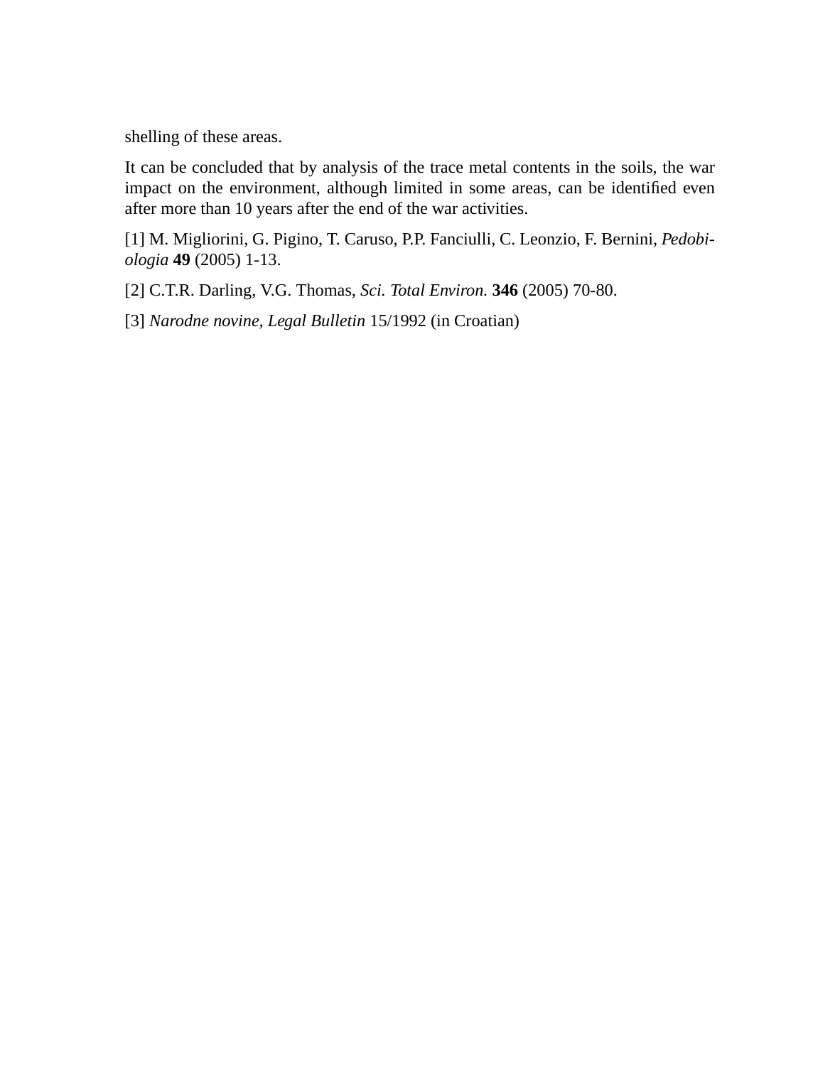shelling of these areas.

It can be concluded that by analysis of the trace metal contents in the soils, the war impact on the environment, although limited in some areas, can be identified even after more than 10 years after the end of the war activities.

[1] M. Migliorini, G. Pigino, T. Caruso, P.P. Fanciulli, C. Leonzio, F. Bernini, *Pedobiologia* **49** (2005) 1-13.

[2] C.T.R. Darling, V.G. Thomas, *Sci. Total Environ.* **346** (2005) 70-80.

[3] *Narodne novine*, *Legal Bulletin* 15/1992 (in Croatian)